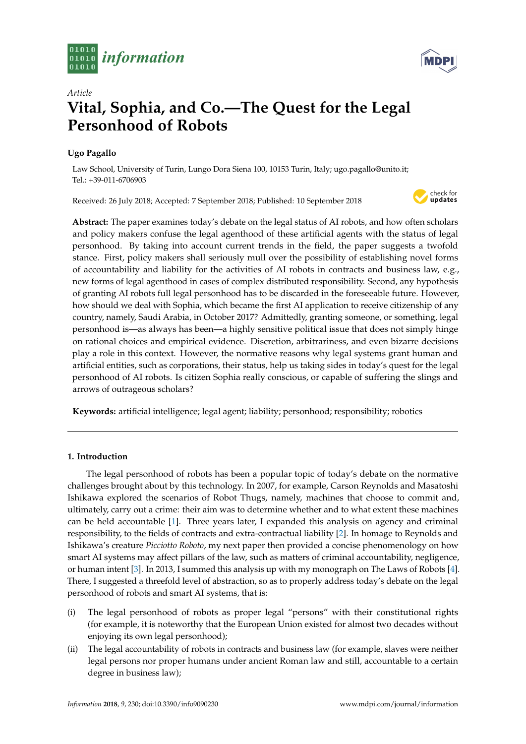*Article*

# Vital, Sophia, and Co.—The Quest for the Legal Personhood of Robots

**Ugo Pagallo**

Law School, University of Turin, Lungo Dora Siena 100, 10153 Turin, Italy; ugo.pagallo@unito.it; Tel.: +39-011-6706903

Received: 26 July 2018; Accepted: 7 September 2018; Published: 10 September 2018

**Abstract:** The paper examines today's debate on the legal status of AI robots, and how often scholars and policy makers confuse the legal agenthood of these artificial agents with the status of legal personhood. By taking into account current trends in the field, the paper suggests a twofold stance. First, policy makers shall seriously mull over the possibility of establishing novel forms of accountability and liability for the activities of AI robots in contracts and business law, e.g., new forms of legal agenthood in cases of complex distributed responsibility. Second, any hypothesis of granting AI robots full legal personhood has to be discarded in the foreseeable future. However, how should we deal with Sophia, which became the first AI application to receive citizenship of any country, namely, Saudi Arabia, in October 2017? Admittedly, granting someone, or something, legal personhood is—as always has been—a highly sensitive political issue that does not simply hinge on rational choices and empirical evidence. Discretion, arbitrariness, and even bizarre decisions play a role in this context. However, the normative reasons why legal systems grant human and artificial entities, such as corporations, their status, help us taking sides in today's quest for the legal personhood of AI robots. Is citizen Sophia really conscious, or capable of suffering the slings and arrows of outrageous scholars?

**Keywords:** artificial intelligence; legal agent; liability; personhood; responsibility; robotics

## 1. Introduction

The legal personhood of robots has been a popular topic of today's debate on the normative challenges brought about by this technology. In 2007, for example, Carson Reynolds and Masatoshi Ishikawa explored the scenarios of Robot Thugs, namely, machines that choose to commit and, ultimately, carry out a crime: their aim was to determine whether and to what extent these machines can be held accountable [1]. Three years later, I expanded this analysis on agency and criminal responsibility, to the fields of contracts and extra-contractual liability [2]. In homage to Reynolds and Ishikawa's creature *Picciotto Roboto*, my next paper then provided a concise phenomenology on how smart AI systems may affect pillars of the law, such as matters of criminal accountability, negligence, or human intent [3]. In 2013, I summed this analysis up with my monograph on The Laws of Robots [4]. There, I suggested a threefold level of abstraction, so as to properly address today's debate on the legal personhood of robots and smart AI systems, that is:

(i) The legal personhood of robots as proper legal "persons" with their constitutional rights (for example, it is noteworthy that the European Union existed for almost two decades without enjoying its own legal personhood);

(ii) The legal accountability of robots in contracts and business law (for example, slaves were neither legal persons nor proper humans under ancient Roman law and still, accountable to a certain degree in business law);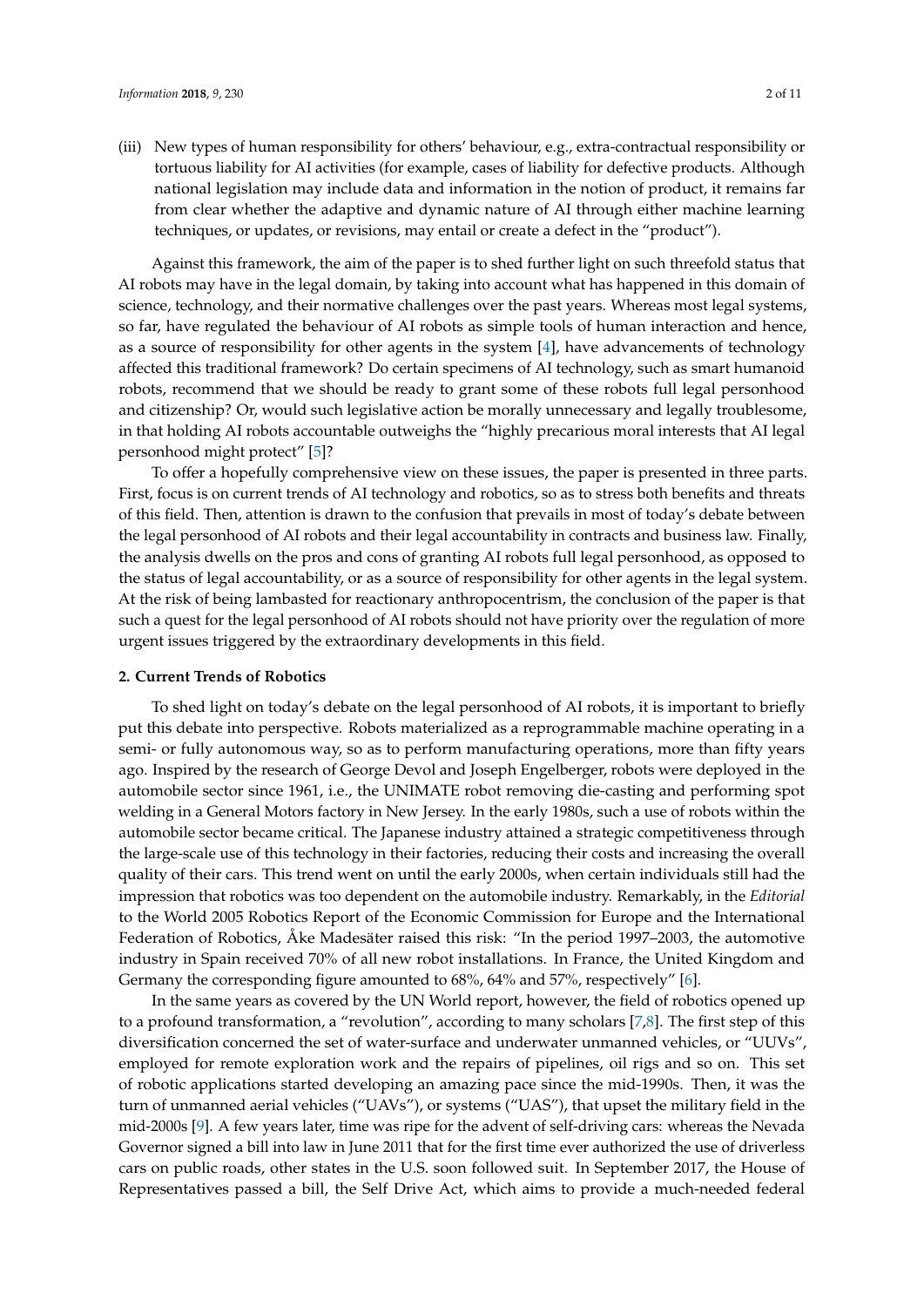(iii) New types of human responsibility for others' behaviour, e.g., extra-contractual responsibility or tortuous liability for AI activities (for example, cases of liability for defective products. Although national legislation may include data and information in the notion of product, it remains far from clear whether the adaptive and dynamic nature of AI through either machine learning techniques, or updates, or revisions, may entail or create a defect in the "product").

Against this framework, the aim of the paper is to shed further light on such threefold status that AI robots may have in the legal domain, by taking into account what has happened in this domain of science, technology, and their normative challenges over the past years. Whereas most legal systems, so far, have regulated the behaviour of AI robots as simple tools of human interaction and hence, as a source of responsibility for other agents in the system [4], have advancements of technology affected this traditional framework? Do certain specimens of AI technology, such as smart humanoid robots, recommend that we should be ready to grant some of these robots full legal personhood and citizenship? Or, would such legislative action be morally unnecessary and legally troublesome, in that holding AI robots accountable outweighs the "highly precarious moral interests that AI legal personhood might protect" [5]?

To offer a hopefully comprehensive view on these issues, the paper is presented in three parts. First, focus is on current trends of AI technology and robotics, so as to stress both benefits and threats of this field. Then, attention is drawn to the confusion that prevails in most of today's debate between the legal personhood of AI robots and their legal accountability in contracts and business law. Finally, the analysis dwells on the pros and cons of granting AI robots full legal personhood, as opposed to the status of legal accountability, or as a source of responsibility for other agents in the legal system. At the risk of being lambasted for reactionary anthropocentrism, the conclusion of the paper is that such a quest for the legal personhood of AI robots should not have priority over the regulation of more urgent issues triggered by the extraordinary developments in this field.

## 2. Current Trends of Robotics

To shed light on today's debate on the legal personhood of AI robots, it is important to briefly put this debate into perspective. Robots materialized as a reprogrammable machine operating in a semi- or fully autonomous way, so as to perform manufacturing operations, more than fifty years ago. Inspired by the research of George Devol and Joseph Engelberger, robots were deployed in the automobile sector since 1961, i.e., the UNIMATE robot removing die-casting and performing spot welding in a General Motors factory in New Jersey. In the early 1980s, such a use of robots within the automobile sector became critical. The Japanese industry attained a strategic competitiveness through the large-scale use of this technology in their factories, reducing their costs and increasing the overall quality of their cars. This trend went on until the early 2000s, when certain individuals still had the impression that robotics was too dependent on the automobile industry. Remarkably, in the *Editorial* to the World 2005 Robotics Report of the Economic Commission for Europe and the International Federation of Robotics, Åke Madesäter raised this risk: "In the period 1997–2003, the automotive industry in Spain received 70% of all new robot installations. In France, the United Kingdom and Germany the corresponding figure amounted to 68%, 64% and 57%, respectively" [6].

In the same years as covered by the UN World report, however, the field of robotics opened up to a profound transformation, a "revolution", according to many scholars [7,8]. The first step of this diversification concerned the set of water-surface and underwater unmanned vehicles, or "UUVs", employed for remote exploration work and the repairs of pipelines, oil rigs and so on. This set of robotic applications started developing an amazing pace since the mid-1990s. Then, it was the turn of unmanned aerial vehicles ("UAVs"), or systems ("UAS"), that upset the military field in the mid-2000s [9]. A few years later, time was ripe for the advent of self-driving cars: whereas the Nevada Governor signed a bill into law in June 2011 that for the first time ever authorized the use of driverless cars on public roads, other states in the U.S. soon followed suit. In September 2017, the House of Representatives passed a bill, the Self Drive Act, which aims to provide a much-needed federal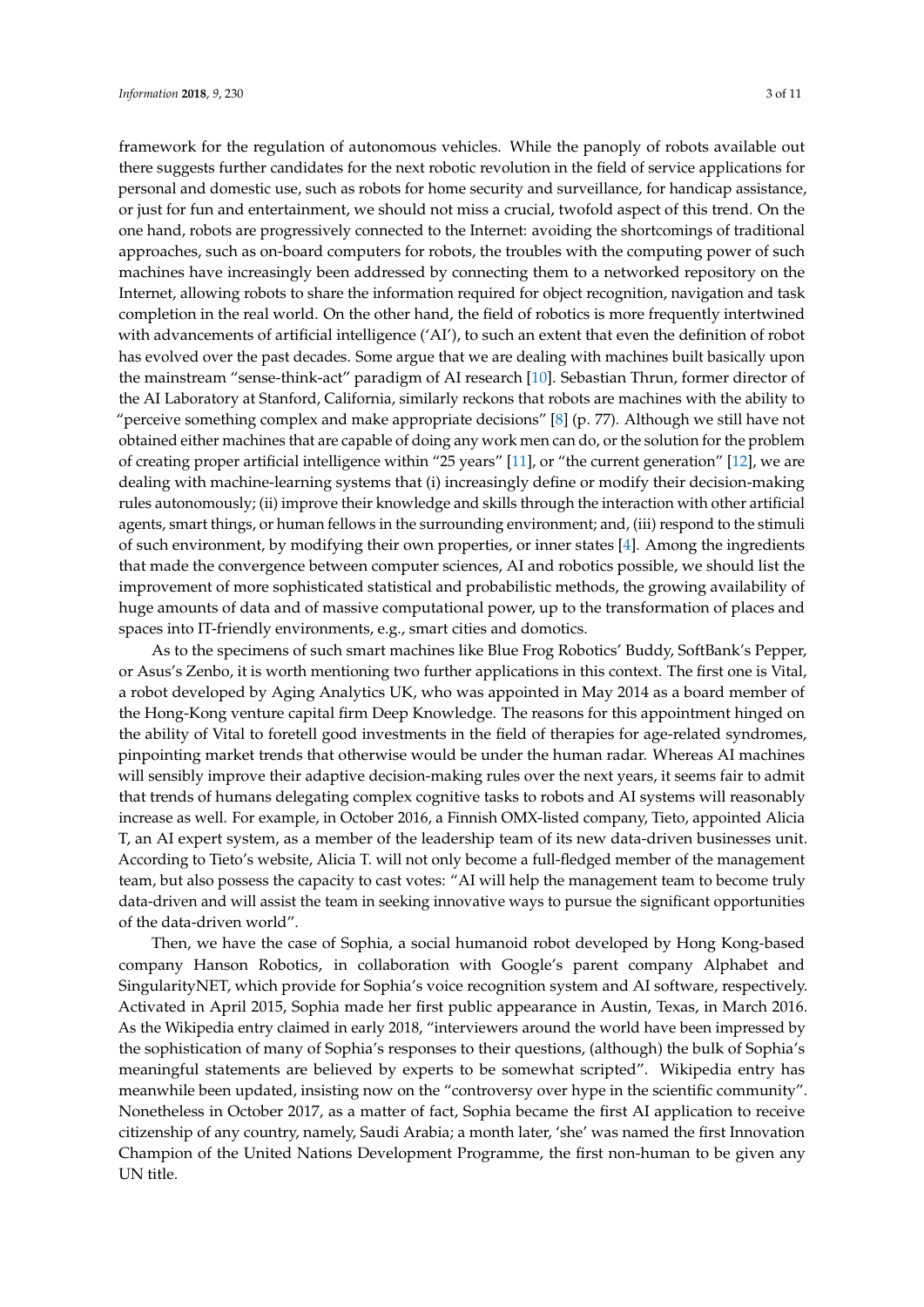framework for the regulation of autonomous vehicles. While the panoply of robots available out there suggests further candidates for the next robotic revolution in the field of service applications for personal and domestic use, such as robots for home security and surveillance, for handicap assistance, or just for fun and entertainment, we should not miss a crucial, twofold aspect of this trend. On the one hand, robots are progressively connected to the Internet: avoiding the shortcomings of traditional approaches, such as on-board computers for robots, the troubles with the computing power of such machines have increasingly been addressed by connecting them to a networked repository on the Internet, allowing robots to share the information required for object recognition, navigation and task completion in the real world. On the other hand, the field of robotics is more frequently intertwined with advancements of artificial intelligence ('AI'), to such an extent that even the definition of robot has evolved over the past decades. Some argue that we are dealing with machines built basically upon the mainstream "sense-think-act" paradigm of AI research [10]. Sebastian Thrun, former director of the AI Laboratory at Stanford, California, similarly reckons that robots are machines with the ability to "perceive something complex and make appropriate decisions" [8] (p. 77). Although we still have not obtained either machines that are capable of doing any work men can do, or the solution for the problem of creating proper artificial intelligence within "25 years" [11], or "the current generation" [12], we are dealing with machine-learning systems that (i) increasingly define or modify their decision-making rules autonomously; (ii) improve their knowledge and skills through the interaction with other artificial agents, smart things, or human fellows in the surrounding environment; and, (iii) respond to the stimuli of such environment, by modifying their own properties, or inner states [4]. Among the ingredients that made the convergence between computer sciences, AI and robotics possible, we should list the improvement of more sophisticated statistical and probabilistic methods, the growing availability of huge amounts of data and of massive computational power, up to the transformation of places and spaces into IT-friendly environments, e.g., smart cities and domotics.

As to the specimens of such smart machines like Blue Frog Robotics' Buddy, SoftBank's Pepper, or Asus's Zenbo, it is worth mentioning two further applications in this context. The first one is Vital, a robot developed by Aging Analytics UK, who was appointed in May 2014 as a board member of the Hong-Kong venture capital firm Deep Knowledge. The reasons for this appointment hinged on the ability of Vital to foretell good investments in the field of therapies for age-related syndromes, pinpointing market trends that otherwise would be under the human radar. Whereas AI machines will sensibly improve their adaptive decision-making rules over the next years, it seems fair to admit that trends of humans delegating complex cognitive tasks to robots and AI systems will reasonably increase as well. For example, in October 2016, a Finnish OMX-listed company, Tieto, appointed Alicia T, an AI expert system, as a member of the leadership team of its new data-driven businesses unit. According to Tieto's website, Alicia T. will not only become a full-fledged member of the management team, but also possess the capacity to cast votes: "AI will help the management team to become truly data-driven and will assist the team in seeking innovative ways to pursue the significant opportunities of the data-driven world".

Then, we have the case of Sophia, a social humanoid robot developed by Hong Kong-based company Hanson Robotics, in collaboration with Google's parent company Alphabet and SingularityNET, which provide for Sophia's voice recognition system and AI software, respectively. Activated in April 2015, Sophia made her first public appearance in Austin, Texas, in March 2016. As the Wikipedia entry claimed in early 2018, "interviewers around the world have been impressed by the sophistication of many of Sophia's responses to their questions, (although) the bulk of Sophia's meaningful statements are believed by experts to be somewhat scripted". Wikipedia entry has meanwhile been updated, insisting now on the "controversy over hype in the scientific community". Nonetheless in October 2017, as a matter of fact, Sophia became the first AI application to receive citizenship of any country, namely, Saudi Arabia; a month later, 'she' was named the first Innovation Champion of the United Nations Development Programme, the first non-human to be given any UN title.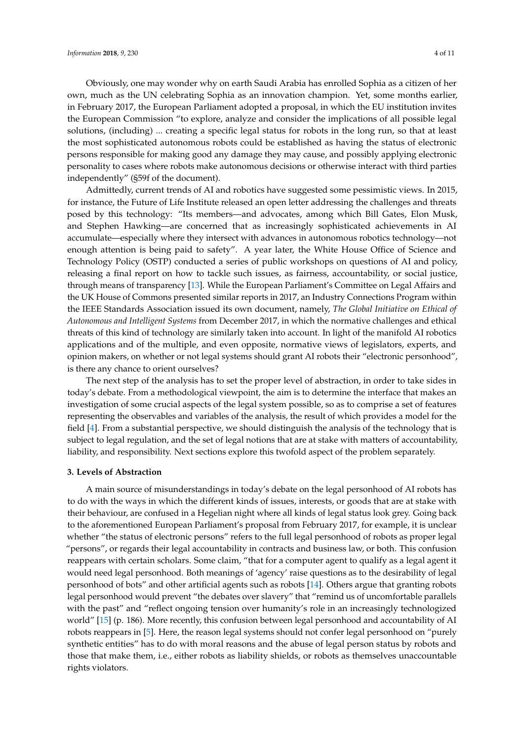Obviously, one may wonder why on earth Saudi Arabia has enrolled Sophia as a citizen of her own, much as the UN celebrating Sophia as an innovation champion. Yet, some months earlier, in February 2017, the European Parliament adopted a proposal, in which the EU institution invites the European Commission "to explore, analyze and consider the implications of all possible legal solutions, (including) ... creating a specific legal status for robots in the long run, so that at least the most sophisticated autonomous robots could be established as having the status of electronic persons responsible for making good any damage they may cause, and possibly applying electronic personality to cases where robots make autonomous decisions or otherwise interact with third parties independently" (§59f of the document).

Admittedly, current trends of AI and robotics have suggested some pessimistic views. In 2015, for instance, the Future of Life Institute released an open letter addressing the challenges and threats posed by this technology: "Its members—and advocates, among which Bill Gates, Elon Musk, and Stephen Hawking—are concerned that as increasingly sophisticated achievements in AI accumulate—especially where they intersect with advances in autonomous robotics technology—not enough attention is being paid to safety". A year later, the White House Office of Science and Technology Policy (OSTP) conducted a series of public workshops on questions of AI and policy, releasing a final report on how to tackle such issues, as fairness, accountability, or social justice, through means of transparency [13]. While the European Parliament's Committee on Legal Affairs and the UK House of Commons presented similar reports in 2017, an Industry Connections Program within the IEEE Standards Association issued its own document, namely, *The Global Initiative on Ethical of Autonomous and Intelligent Systems* from December 2017, in which the normative challenges and ethical threats of this kind of technology are similarly taken into account. In light of the manifold AI robotics applications and of the multiple, and even opposite, normative views of legislators, experts, and opinion makers, on whether or not legal systems should grant AI robots their "electronic personhood", is there any chance to orient ourselves?

The next step of the analysis has to set the proper level of abstraction, in order to take sides in today's debate. From a methodological viewpoint, the aim is to determine the interface that makes an investigation of some crucial aspects of the legal system possible, so as to comprise a set of features representing the observables and variables of the analysis, the result of which provides a model for the field [4]. From a substantial perspective, we should distinguish the analysis of the technology that is subject to legal regulation, and the set of legal notions that are at stake with matters of accountability, liability, and responsibility. Next sections explore this twofold aspect of the problem separately.

## 3. Levels of Abstraction

A main source of misunderstandings in today's debate on the legal personhood of AI robots has to do with the ways in which the different kinds of issues, interests, or goods that are at stake with their behaviour, are confused in a Hegelian night where all kinds of legal status look grey. Going back to the aforementioned European Parliament's proposal from February 2017, for example, it is unclear whether "the status of electronic persons" refers to the full legal personhood of robots as proper legal "persons", or regards their legal accountability in contracts and business law, or both. This confusion reappears with certain scholars. Some claim, "that for a computer agent to qualify as a legal agent it would need legal personhood. Both meanings of 'agency' raise questions as to the desirability of legal personhood of bots" and other artificial agents such as robots [14]. Others argue that granting robots legal personhood would prevent "the debates over slavery" that "remind us of uncomfortable parallels with the past" and "reflect ongoing tension over humanity's role in an increasingly technologized world" [15] (p. 186). More recently, this confusion between legal personhood and accountability of AI robots reappears in [5]. Here, the reason legal systems should not confer legal personhood on "purely synthetic entities" has to do with moral reasons and the abuse of legal person status by robots and those that make them, i.e., either robots as liability shields, or robots as themselves unaccountable rights violators.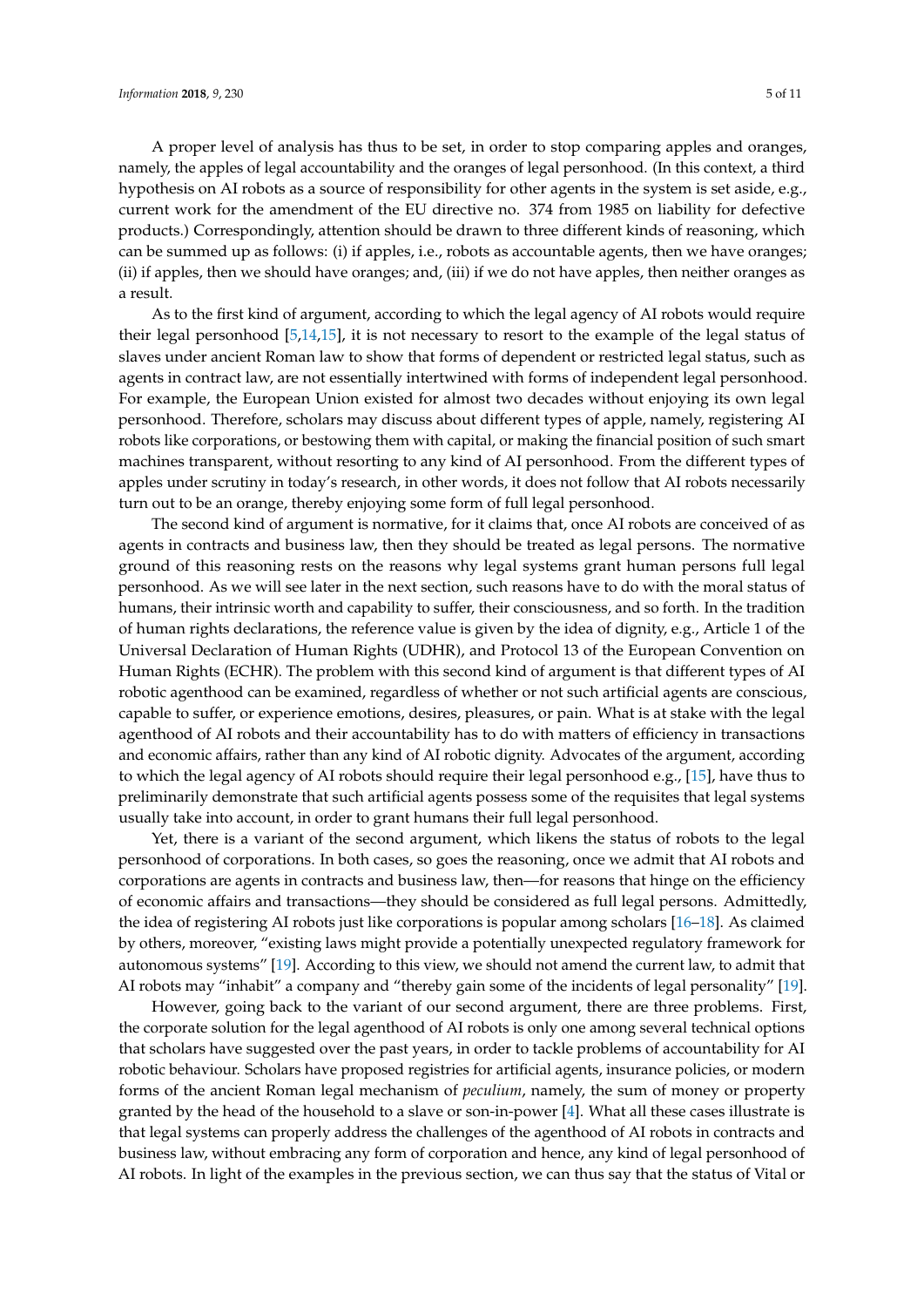A proper level of analysis has thus to be set, in order to stop comparing apples and oranges, namely, the apples of legal accountability and the oranges of legal personhood. (In this context, a third hypothesis on AI robots as a source of responsibility for other agents in the system is set aside, e.g., current work for the amendment of the EU directive no. 374 from 1985 on liability for defective products.) Correspondingly, attention should be drawn to three different kinds of reasoning, which can be summed up as follows: (i) if apples, i.e., robots as accountable agents, then we have oranges; (ii) if apples, then we should have oranges; and, (iii) if we do not have apples, then neither oranges as a result.

As to the first kind of argument, according to which the legal agency of AI robots would require their legal personhood [5,14,15], it is not necessary to resort to the example of the legal status of slaves under ancient Roman law to show that forms of dependent or restricted legal status, such as agents in contract law, are not essentially intertwined with forms of independent legal personhood. For example, the European Union existed for almost two decades without enjoying its own legal personhood. Therefore, scholars may discuss about different types of apple, namely, registering AI robots like corporations, or bestowing them with capital, or making the financial position of such smart machines transparent, without resorting to any kind of AI personhood. From the different types of apples under scrutiny in today's research, in other words, it does not follow that AI robots necessarily turn out to be an orange, thereby enjoying some form of full legal personhood.

The second kind of argument is normative, for it claims that, once AI robots are conceived of as agents in contracts and business law, then they should be treated as legal persons. The normative ground of this reasoning rests on the reasons why legal systems grant human persons full legal personhood. As we will see later in the next section, such reasons have to do with the moral status of humans, their intrinsic worth and capability to suffer, their consciousness, and so forth. In the tradition of human rights declarations, the reference value is given by the idea of dignity, e.g., Article 1 of the Universal Declaration of Human Rights (UDHR), and Protocol 13 of the European Convention on Human Rights (ECHR). The problem with this second kind of argument is that different types of AI robotic agenthood can be examined, regardless of whether or not such artificial agents are conscious, capable to suffer, or experience emotions, desires, pleasures, or pain. What is at stake with the legal agenthood of AI robots and their accountability has to do with matters of efficiency in transactions and economic affairs, rather than any kind of AI robotic dignity. Advocates of the argument, according to which the legal agency of AI robots should require their legal personhood e.g., [15], have thus to preliminarily demonstrate that such artificial agents possess some of the requisites that legal systems usually take into account, in order to grant humans their full legal personhood.

Yet, there is a variant of the second argument, which likens the status of robots to the legal personhood of corporations. In both cases, so goes the reasoning, once we admit that AI robots and corporations are agents in contracts and business law, then—for reasons that hinge on the efficiency of economic affairs and transactions—they should be considered as full legal persons. Admittedly, the idea of registering AI robots just like corporations is popular among scholars [16–18]. As claimed by others, moreover, "existing laws might provide a potentially unexpected regulatory framework for autonomous systems" [19]. According to this view, we should not amend the current law, to admit that AI robots may "inhabit" a company and "thereby gain some of the incidents of legal personality" [19].

However, going back to the variant of our second argument, there are three problems. First, the corporate solution for the legal agenthood of AI robots is only one among several technical options that scholars have suggested over the past years, in order to tackle problems of accountability for AI robotic behaviour. Scholars have proposed registries for artificial agents, insurance policies, or modern forms of the ancient Roman legal mechanism of *peculium*, namely, the sum of money or property granted by the head of the household to a slave or son-in-power [4]. What all these cases illustrate is that legal systems can properly address the challenges of the agenthood of AI robots in contracts and business law, without embracing any form of corporation and hence, any kind of legal personhood of AI robots. In light of the examples in the previous section, we can thus say that the status of Vital or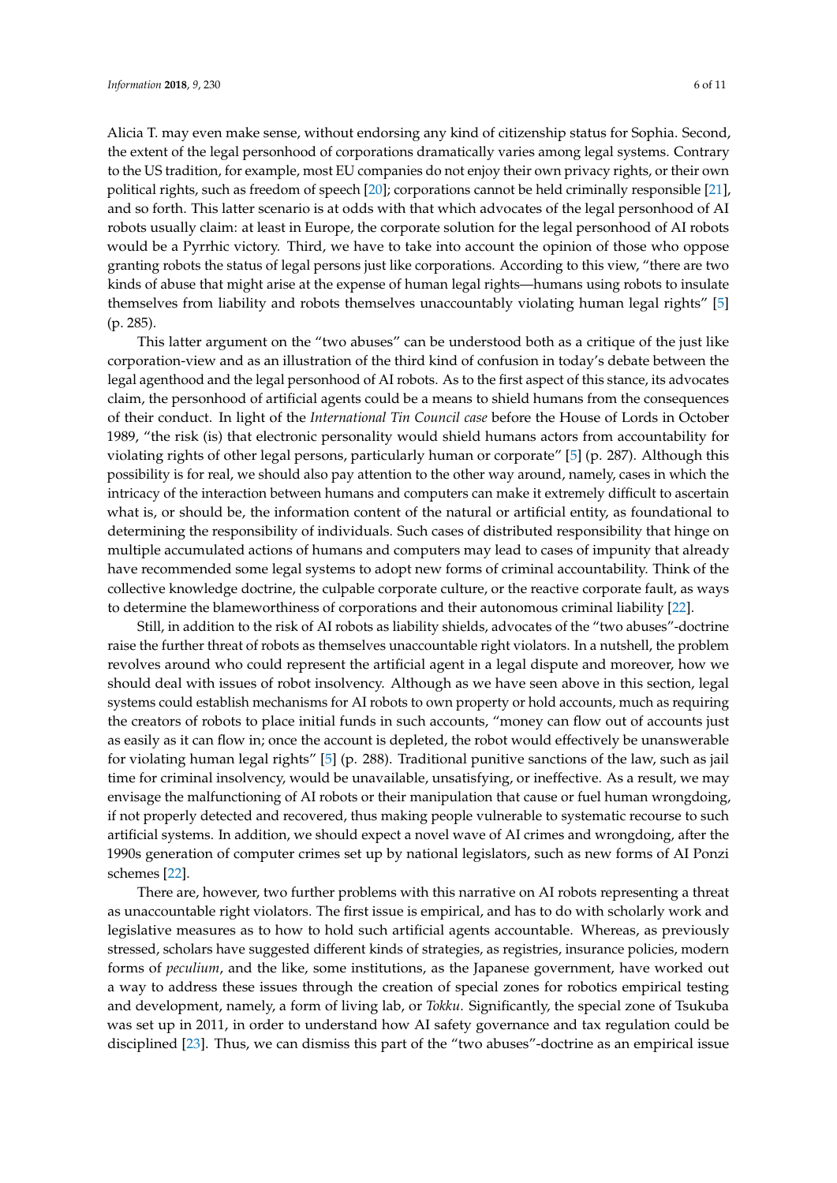Alicia T. may even make sense, without endorsing any kind of citizenship status for Sophia. Second, the extent of the legal personhood of corporations dramatically varies among legal systems. Contrary to the US tradition, for example, most EU companies do not enjoy their own privacy rights, or their own political rights, such as freedom of speech [20]; corporations cannot be held criminally responsible [21], and so forth. This latter scenario is at odds with that which advocates of the legal personhood of AI robots usually claim: at least in Europe, the corporate solution for the legal personhood of AI robots would be a Pyrrhic victory. Third, we have to take into account the opinion of those who oppose granting robots the status of legal persons just like corporations. According to this view, "there are two kinds of abuse that might arise at the expense of human legal rights—humans using robots to insulate themselves from liability and robots themselves unaccountably violating human legal rights" [5] (p. 285).

This latter argument on the "two abuses" can be understood both as a critique of the just like corporation-view and as an illustration of the third kind of confusion in today's debate between the legal agenthood and the legal personhood of AI robots. As to the first aspect of this stance, its advocates claim, the personhood of artificial agents could be a means to shield humans from the consequences of their conduct. In light of the *International Tin Council case* before the House of Lords in October 1989, "the risk (is) that electronic personality would shield humans actors from accountability for violating rights of other legal persons, particularly human or corporate" [5] (p. 287). Although this possibility is for real, we should also pay attention to the other way around, namely, cases in which the intricacy of the interaction between humans and computers can make it extremely difficult to ascertain what is, or should be, the information content of the natural or artificial entity, as foundational to determining the responsibility of individuals. Such cases of distributed responsibility that hinge on multiple accumulated actions of humans and computers may lead to cases of impunity that already have recommended some legal systems to adopt new forms of criminal accountability. Think of the collective knowledge doctrine, the culpable corporate culture, or the reactive corporate fault, as ways to determine the blameworthiness of corporations and their autonomous criminal liability [22].

Still, in addition to the risk of AI robots as liability shields, advocates of the "two abuses"-doctrine raise the further threat of robots as themselves unaccountable right violators. In a nutshell, the problem revolves around who could represent the artificial agent in a legal dispute and moreover, how we should deal with issues of robot insolvency. Although as we have seen above in this section, legal systems could establish mechanisms for AI robots to own property or hold accounts, much as requiring the creators of robots to place initial funds in such accounts, "money can flow out of accounts just as easily as it can flow in; once the account is depleted, the robot would effectively be unanswerable for violating human legal rights" [5] (p. 288). Traditional punitive sanctions of the law, such as jail time for criminal insolvency, would be unavailable, unsatisfying, or ineffective. As a result, we may envisage the malfunctioning of AI robots or their manipulation that cause or fuel human wrongdoing, if not properly detected and recovered, thus making people vulnerable to systematic recourse to such artificial systems. In addition, we should expect a novel wave of AI crimes and wrongdoing, after the 1990s generation of computer crimes set up by national legislators, such as new forms of AI Ponzi schemes [22].

There are, however, two further problems with this narrative on AI robots representing a threat as unaccountable right violators. The first issue is empirical, and has to do with scholarly work and legislative measures as to how to hold such artificial agents accountable. Whereas, as previously stressed, scholars have suggested different kinds of strategies, as registries, insurance policies, modern forms of *peculium*, and the like, some institutions, as the Japanese government, have worked out a way to address these issues through the creation of special zones for robotics empirical testing and development, namely, a form of living lab, or *Tokku*. Significantly, the special zone of Tsukuba was set up in 2011, in order to understand how AI safety governance and tax regulation could be disciplined [23]. Thus, we can dismiss this part of the "two abuses"-doctrine as an empirical issue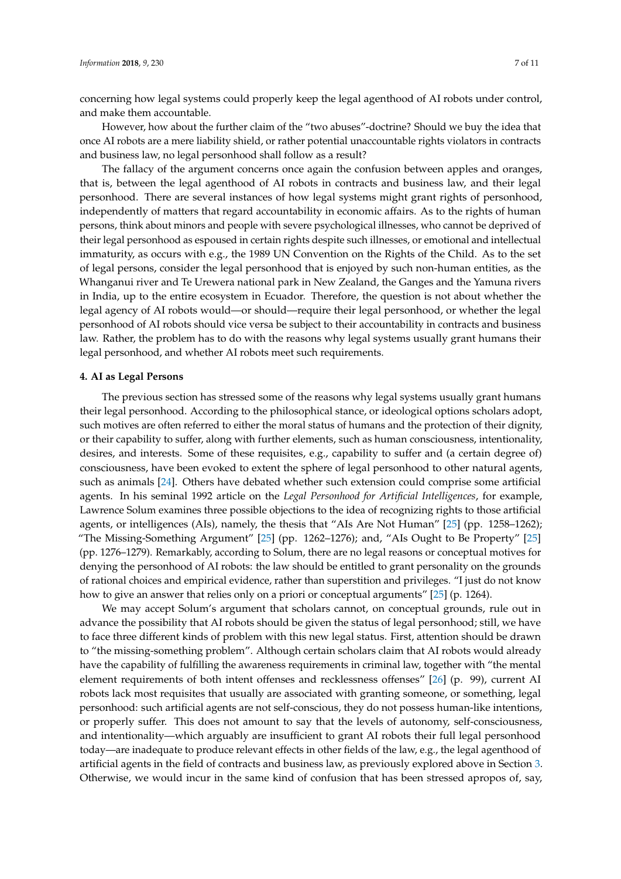concerning how legal systems could properly keep the legal agenthood of AI robots under control, and make them accountable.

However, how about the further claim of the "two abuses"-doctrine? Should we buy the idea that once AI robots are a mere liability shield, or rather potential unaccountable rights violators in contracts and business law, no legal personhood shall follow as a result?

The fallacy of the argument concerns once again the confusion between apples and oranges, that is, between the legal agenthood of AI robots in contracts and business law, and their legal personhood. There are several instances of how legal systems might grant rights of personhood, independently of matters that regard accountability in economic affairs. As to the rights of human persons, think about minors and people with severe psychological illnesses, who cannot be deprived of their legal personhood as espoused in certain rights despite such illnesses, or emotional and intellectual immaturity, as occurs with e.g., the 1989 UN Convention on the Rights of the Child. As to the set of legal persons, consider the legal personhood that is enjoyed by such non-human entities, as the Whanganui river and Te Urewera national park in New Zealand, the Ganges and the Yamuna rivers in India, up to the entire ecosystem in Ecuador. Therefore, the question is not about whether the legal agency of AI robots would—or should—require their legal personhood, or whether the legal personhood of AI robots should vice versa be subject to their accountability in contracts and business law. Rather, the problem has to do with the reasons why legal systems usually grant humans their legal personhood, and whether AI robots meet such requirements.

## 4. AI as Legal Persons

The previous section has stressed some of the reasons why legal systems usually grant humans their legal personhood. According to the philosophical stance, or ideological options scholars adopt, such motives are often referred to either the moral status of humans and the protection of their dignity, or their capability to suffer, along with further elements, such as human consciousness, intentionality, desires, and interests. Some of these requisites, e.g., capability to suffer and (a certain degree of) consciousness, have been evoked to extent the sphere of legal personhood to other natural agents, such as animals [24]. Others have debated whether such extension could comprise some artificial agents. In his seminal 1992 article on the *Legal Personhood for Artificial Intelligences*, for example, Lawrence Solum examines three possible objections to the idea of recognizing rights to those artificial agents, or intelligences (AIs), namely, the thesis that "AIs Are Not Human" [25] (pp. 1258–1262); "The Missing-Something Argument" [25] (pp. 1262–1276); and, "AIs Ought to Be Property" [25] (pp. 1276–1279). Remarkably, according to Solum, there are no legal reasons or conceptual motives for denying the personhood of AI robots: the law should be entitled to grant personality on the grounds of rational choices and empirical evidence, rather than superstition and privileges. "I just do not know how to give an answer that relies only on a priori or conceptual arguments" [25] (p. 1264).

We may accept Solum's argument that scholars cannot, on conceptual grounds, rule out in advance the possibility that AI robots should be given the status of legal personhood; still, we have to face three different kinds of problem with this new legal status. First, attention should be drawn to "the missing-something problem". Although certain scholars claim that AI robots would already have the capability of fulfilling the awareness requirements in criminal law, together with "the mental element requirements of both intent offenses and recklessness offenses" [26] (p. 99), current AI robots lack most requisites that usually are associated with granting someone, or something, legal personhood: such artificial agents are not self-conscious, they do not possess human-like intentions, or properly suffer. This does not amount to say that the levels of autonomy, self-consciousness, and intentionality—which arguably are insufficient to grant AI robots their full legal personhood today—are inadequate to produce relevant effects in other fields of the law, e.g., the legal agenthood of artificial agents in the field of contracts and business law, as previously explored above in Section 3. Otherwise, we would incur in the same kind of confusion that has been stressed apropos of, say,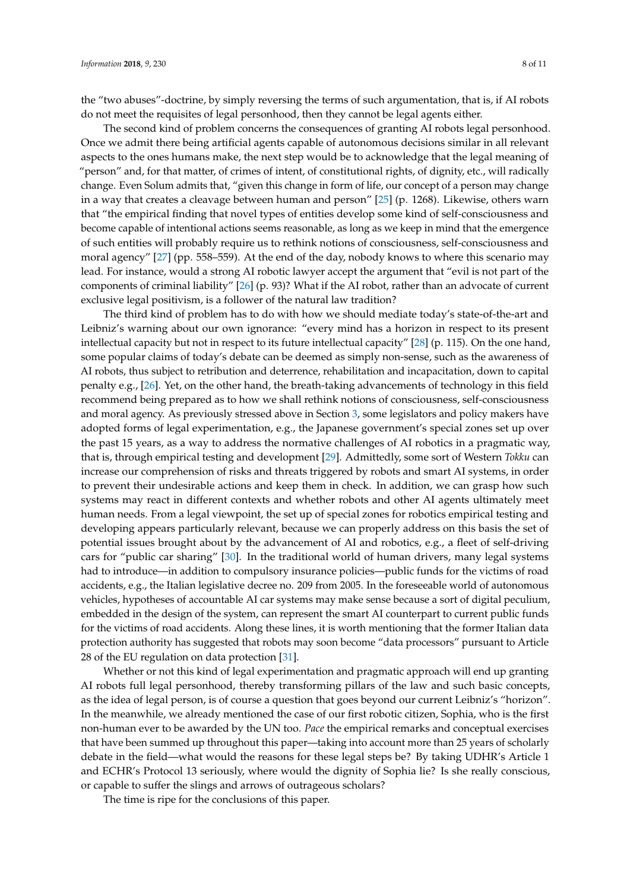the "two abuses"-doctrine, by simply reversing the terms of such argumentation, that is, if AI robots do not meet the requisites of legal personhood, then they cannot be legal agents either.

The second kind of problem concerns the consequences of granting AI robots legal personhood. Once we admit there being artificial agents capable of autonomous decisions similar in all relevant aspects to the ones humans make, the next step would be to acknowledge that the legal meaning of "person" and, for that matter, of crimes of intent, of constitutional rights, of dignity, etc., will radically change. Even Solum admits that, "given this change in form of life, our concept of a person may change in a way that creates a cleavage between human and person" [25] (p. 1268). Likewise, others warn that "the empirical finding that novel types of entities develop some kind of self-consciousness and become capable of intentional actions seems reasonable, as long as we keep in mind that the emergence of such entities will probably require us to rethink notions of consciousness, self-consciousness and moral agency" [27] (pp. 558–559). At the end of the day, nobody knows to where this scenario may lead. For instance, would a strong AI robotic lawyer accept the argument that "evil is not part of the components of criminal liability" [26] (p. 93)? What if the AI robot, rather than an advocate of current exclusive legal positivism, is a follower of the natural law tradition?

The third kind of problem has to do with how we should mediate today's state-of-the-art and Leibniz's warning about our own ignorance: "every mind has a horizon in respect to its present intellectual capacity but not in respect to its future intellectual capacity" [28] (p. 115). On the one hand, some popular claims of today's debate can be deemed as simply non-sense, such as the awareness of AI robots, thus subject to retribution and deterrence, rehabilitation and incapacitation, down to capital penalty e.g., [26]. Yet, on the other hand, the breath-taking advancements of technology in this field recommend being prepared as to how we shall rethink notions of consciousness, self-consciousness and moral agency. As previously stressed above in Section 3, some legislators and policy makers have adopted forms of legal experimentation, e.g., the Japanese government's special zones set up over the past 15 years, as a way to address the normative challenges of AI robotics in a pragmatic way, that is, through empirical testing and development [29]. Admittedly, some sort of Western *Tokku* can increase our comprehension of risks and threats triggered by robots and smart AI systems, in order to prevent their undesirable actions and keep them in check. In addition, we can grasp how such systems may react in different contexts and whether robots and other AI agents ultimately meet human needs. From a legal viewpoint, the set up of special zones for robotics empirical testing and developing appears particularly relevant, because we can properly address on this basis the set of potential issues brought about by the advancement of AI and robotics, e.g., a fleet of self-driving cars for "public car sharing" [30]. In the traditional world of human drivers, many legal systems had to introduce—in addition to compulsory insurance policies—public funds for the victims of road accidents, e.g., the Italian legislative decree no. 209 from 2005. In the foreseeable world of autonomous vehicles, hypotheses of accountable AI car systems may make sense because a sort of digital peculium, embedded in the design of the system, can represent the smart AI counterpart to current public funds for the victims of road accidents. Along these lines, it is worth mentioning that the former Italian data protection authority has suggested that robots may soon become "data processors" pursuant to Article 28 of the EU regulation on data protection [31].

Whether or not this kind of legal experimentation and pragmatic approach will end up granting AI robots full legal personhood, thereby transforming pillars of the law and such basic concepts, as the idea of legal person, is of course a question that goes beyond our current Leibniz's "horizon". In the meanwhile, we already mentioned the case of our first robotic citizen, Sophia, who is the first non-human ever to be awarded by the UN too. *Pace* the empirical remarks and conceptual exercises that have been summed up throughout this paper—taking into account more than 25 years of scholarly debate in the field—what would the reasons for these legal steps be? By taking UDHR's Article 1 and ECHR's Protocol 13 seriously, where would the dignity of Sophia lie? Is she really conscious, or capable to suffer the slings and arrows of outrageous scholars?

The time is ripe for the conclusions of this paper.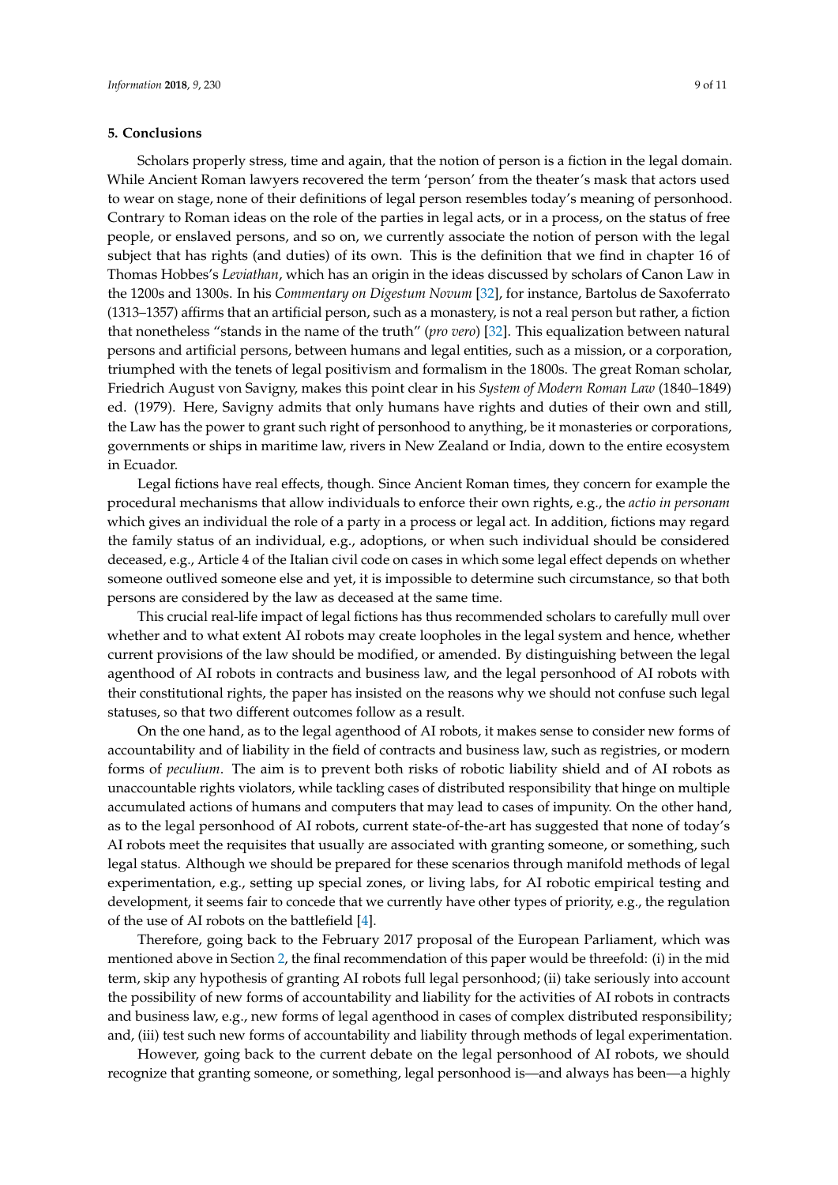## 5. Conclusions

Scholars properly stress, time and again, that the notion of person is a fiction in the legal domain. While Ancient Roman lawyers recovered the term 'person' from the theater's mask that actors used to wear on stage, none of their definitions of legal person resembles today's meaning of personhood. Contrary to Roman ideas on the role of the parties in legal acts, or in a process, on the status of free people, or enslaved persons, and so on, we currently associate the notion of person with the legal subject that has rights (and duties) of its own. This is the definition that we find in chapter 16 of Thomas Hobbes's *Leviathan*, which has an origin in the ideas discussed by scholars of Canon Law in the 1200s and 1300s. In his *Commentary on Digestum Novum* [32], for instance, Bartolus de Saxoferrato (1313–1357) affirms that an artificial person, such as a monastery, is not a real person but rather, a fiction that nonetheless "stands in the name of the truth" (*pro vero*) [32]. This equalization between natural persons and artificial persons, between humans and legal entities, such as a mission, or a corporation, triumphed with the tenets of legal positivism and formalism in the 1800s. The great Roman scholar, Friedrich August von Savigny, makes this point clear in his *System of Modern Roman Law* (1840–1849) ed. (1979). Here, Savigny admits that only humans have rights and duties of their own and still, the Law has the power to grant such right of personhood to anything, be it monasteries or corporations, governments or ships in maritime law, rivers in New Zealand or India, down to the entire ecosystem in Ecuador.

Legal fictions have real effects, though. Since Ancient Roman times, they concern for example the procedural mechanisms that allow individuals to enforce their own rights, e.g., the *actio in personam* which gives an individual the role of a party in a process or legal act. In addition, fictions may regard the family status of an individual, e.g., adoptions, or when such individual should be considered deceased, e.g., Article 4 of the Italian civil code on cases in which some legal effect depends on whether someone outlived someone else and yet, it is impossible to determine such circumstance, so that both persons are considered by the law as deceased at the same time.

This crucial real-life impact of legal fictions has thus recommended scholars to carefully mull over whether and to what extent AI robots may create loopholes in the legal system and hence, whether current provisions of the law should be modified, or amended. By distinguishing between the legal agenthood of AI robots in contracts and business law, and the legal personhood of AI robots with their constitutional rights, the paper has insisted on the reasons why we should not confuse such legal statuses, so that two different outcomes follow as a result.

On the one hand, as to the legal agenthood of AI robots, it makes sense to consider new forms of accountability and of liability in the field of contracts and business law, such as registries, or modern forms of *peculium*. The aim is to prevent both risks of robotic liability shield and of AI robots as unaccountable rights violators, while tackling cases of distributed responsibility that hinge on multiple accumulated actions of humans and computers that may lead to cases of impunity. On the other hand, as to the legal personhood of AI robots, current state-of-the-art has suggested that none of today's AI robots meet the requisites that usually are associated with granting someone, or something, such legal status. Although we should be prepared for these scenarios through manifold methods of legal experimentation, e.g., setting up special zones, or living labs, for AI robotic empirical testing and development, it seems fair to concede that we currently have other types of priority, e.g., the regulation of the use of AI robots on the battlefield [4].

Therefore, going back to the February 2017 proposal of the European Parliament, which was mentioned above in Section 2, the final recommendation of this paper would be threefold: (i) in the mid term, skip any hypothesis of granting AI robots full legal personhood; (ii) take seriously into account the possibility of new forms of accountability and liability for the activities of AI robots in contracts and business law, e.g., new forms of legal agenthood in cases of complex distributed responsibility; and, (iii) test such new forms of accountability and liability through methods of legal experimentation.

However, going back to the current debate on the legal personhood of AI robots, we should recognize that granting someone, or something, legal personhood is—and always has been—a highly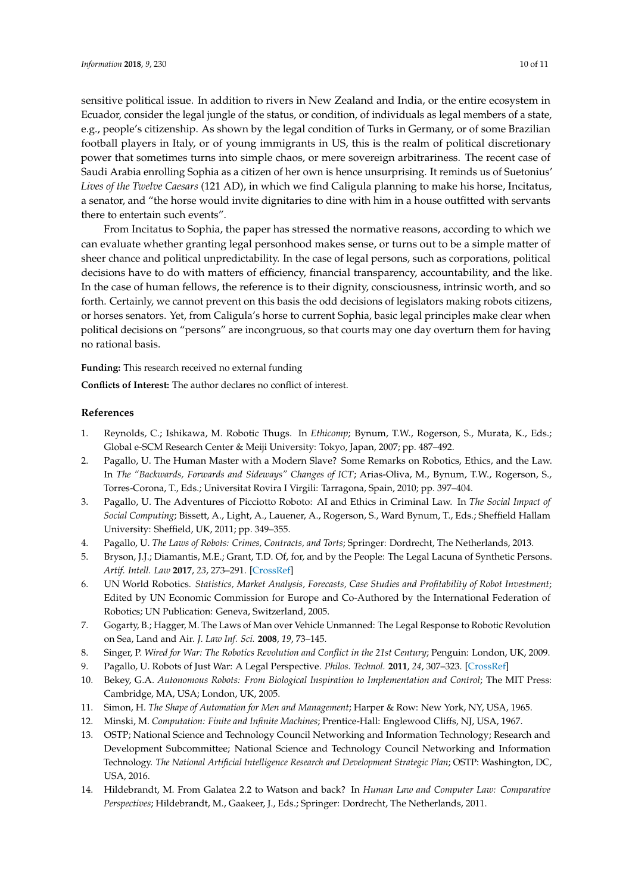sensitive political issue. In addition to rivers in New Zealand and India, or the entire ecosystem in Ecuador, consider the legal jungle of the status, or condition, of individuals as legal members of a state, e.g., people's citizenship. As shown by the legal condition of Turks in Germany, or of some Brazilian football players in Italy, or of young immigrants in US, this is the realm of political discretionary power that sometimes turns into simple chaos, or mere sovereign arbitrariness. The recent case of Saudi Arabia enrolling Sophia as a citizen of her own is hence unsurprising. It reminds us of Suetonius' *Lives of the Twelve Caesars* (121 AD), in which we find Caligula planning to make his horse, Incitatus, a senator, and "the horse would invite dignitaries to dine with him in a house outfitted with servants there to entertain such events".

From Incitatus to Sophia, the paper has stressed the normative reasons, according to which we can evaluate whether granting legal personhood makes sense, or turns out to be a simple matter of sheer chance and political unpredictability. In the case of legal persons, such as corporations, political decisions have to do with matters of efficiency, financial transparency, accountability, and the like. In the case of human fellows, the reference is to their dignity, consciousness, intrinsic worth, and so forth. Certainly, we cannot prevent on this basis the odd decisions of legislators making robots citizens, or horses senators. Yet, from Caligula's horse to current Sophia, basic legal principles make clear when political decisions on "persons" are incongruous, so that courts may one day overturn them for having no rational basis.

**Funding:** This research received no external funding

**Conflicts of Interest:** The author declares no conflict of interest.

## References

1. Reynolds, C.; Ishikawa, M. Robotic Thugs. In *Ethicomp*; Bynum, T.W., Rogerson, S., Murata, K., Eds.; Global e-SCM Research Center & Meiji University: Tokyo, Japan, 2007; pp. 487–492.
2. Pagallo, U. The Human Master with a Modern Slave? Some Remarks on Robotics, Ethics, and the Law. In *The "Backwards, Forwards and Sideways" Changes of ICT*; Arias-Oliva, M., Bynum, T.W., Rogerson, S., Torres-Corona, T., Eds.; Universitat Rovira I Virgili: Tarragona, Spain, 2010; pp. 397–404.
3. Pagallo, U. The Adventures of Picciotto Roboto: AI and Ethics in Criminal Law. In *The Social Impact of Social Computing*; Bissett, A., Light, A., Lauener, A., Rogerson, S., Ward Bynum, T., Eds.; Sheffield Hallam University: Sheffield, UK, 2011; pp. 349–355.
4. Pagallo, U. *The Laws of Robots: Crimes, Contracts, and Torts*; Springer: Dordrecht, The Netherlands, 2013.
5. Bryson, J.J.; Diamantis, M.E.; Grant, T.D. Of, for, and by the People: The Legal Lacuna of Synthetic Persons. *Artif. Intell. Law* **2017**, *23*, 273–291. [CrossRef]
6. UN World Robotics. *Statistics, Market Analysis, Forecasts, Case Studies and Profitability of Robot Investment*; Edited by UN Economic Commission for Europe and Co-Authored by the International Federation of Robotics; UN Publication: Geneva, Switzerland, 2005.
7. Gogarty, B.; Hagger, M. The Laws of Man over Vehicle Unmanned: The Legal Response to Robotic Revolution on Sea, Land and Air. *J. Law Inf. Sci.* **2008**, *19*, 73–145.
8. Singer, P. *Wired for War: The Robotics Revolution and Conflict in the 21st Century*; Penguin: London, UK, 2009.
9. Pagallo, U. Robots of Just War: A Legal Perspective. *Philos. Technol.* **2011**, *24*, 307–323. [CrossRef]
10. Bekey, G.A. *Autonomous Robots: From Biological Inspiration to Implementation and Control*; The MIT Press: Cambridge, MA, USA; London, UK, 2005.
11. Simon, H. *The Shape of Automation for Men and Management*; Harper & Row: New York, NY, USA, 1965.
12. Minski, M. *Computation: Finite and Infinite Machines*; Prentice-Hall: Englewood Cliffs, NJ, USA, 1967.
13. OSTP; National Science and Technology Council Networking and Information Technology; Research and Development Subcommittee; National Science and Technology Council Networking and Information Technology. *The National Artificial Intelligence Research and Development Strategic Plan*; OSTP: Washington, DC, USA, 2016.
14. Hildebrandt, M. From Galatea 2.2 to Watson and back? In *Human Law and Computer Law: Comparative Perspectives*; Hildebrandt, M., Gaakeer, J., Eds.; Springer: Dordrecht, The Netherlands, 2011.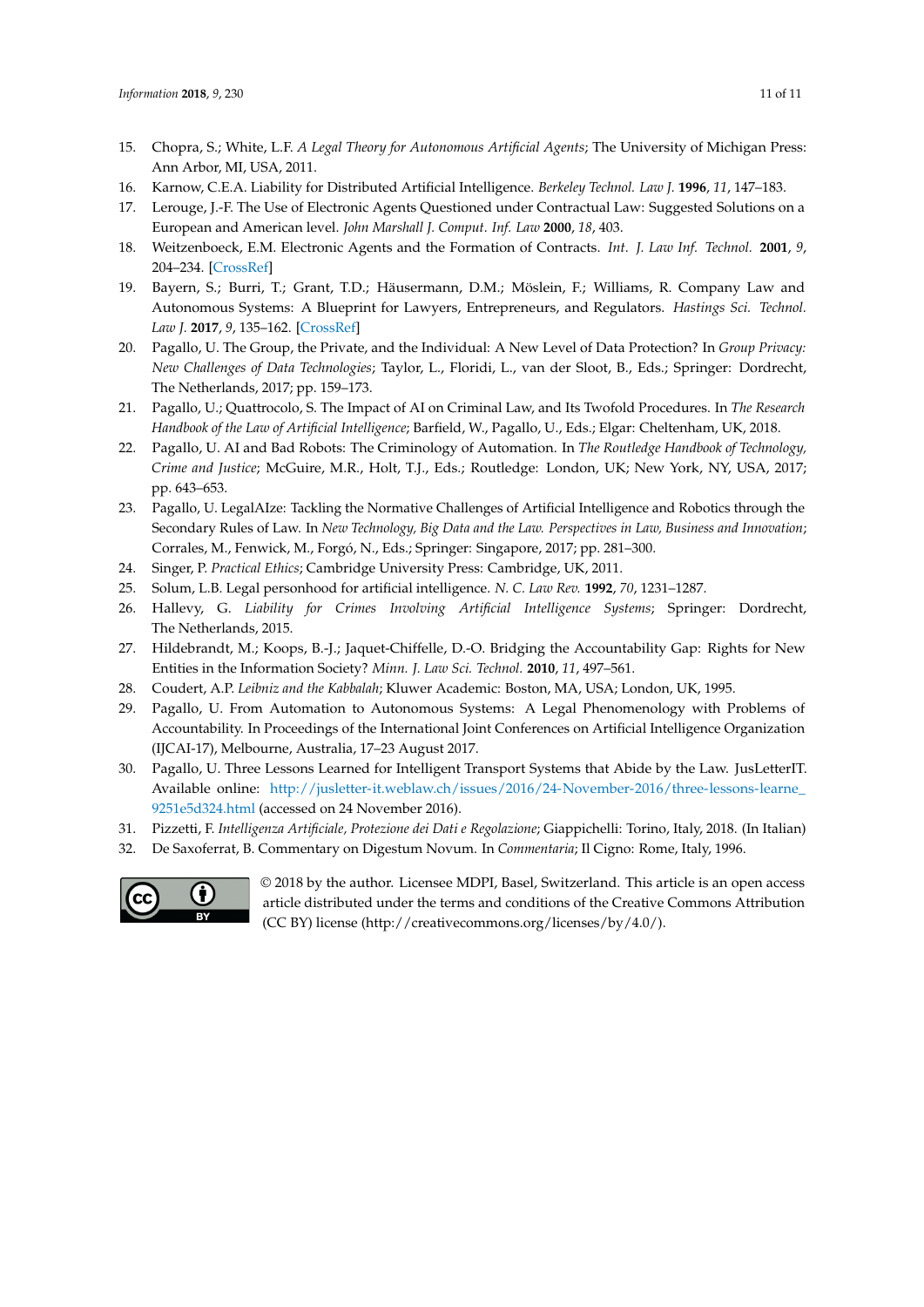15. Chopra, S.; White, L.F. *A Legal Theory for Autonomous Artificial Agents*; The University of Michigan Press: Ann Arbor, MI, USA, 2011.
16. Karnow, C.E.A. Liability for Distributed Artificial Intelligence. *Berkeley Technol. Law J.* **1996**, *11*, 147–183.
17. Lerouge, J.-F. The Use of Electronic Agents Questioned under Contractual Law: Suggested Solutions on a European and American level. *John Marshall J. Comput. Inf. Law* **2000**, *18*, 403.
18. Weitzenboeck, E.M. Electronic Agents and the Formation of Contracts. *Int. J. Law Inf. Technol.* **2001**, *9*, 204–234. [CrossRef]
19. Bayern, S.; Burri, T.; Grant, T.D.; Häusermann, D.M.; Möslein, F.; Williams, R. Company Law and Autonomous Systems: A Blueprint for Lawyers, Entrepreneurs, and Regulators. *Hastings Sci. Technol. Law J.* **2017**, *9*, 135–162. [CrossRef]
20. Pagallo, U. The Group, the Private, and the Individual: A New Level of Data Protection? In *Group Privacy: New Challenges of Data Technologies*; Taylor, L., Floridi, L., van der Sloot, B., Eds.; Springer: Dordrecht, The Netherlands, 2017; pp. 159–173.
21. Pagallo, U.; Quattrocolo, S. The Impact of AI on Criminal Law, and Its Twofold Procedures. In *The Research Handbook of the Law of Artificial Intelligence*; Barfield, W., Pagallo, U., Eds.; Elgar: Cheltenham, UK, 2018.
22. Pagallo, U. AI and Bad Robots: The Criminology of Automation. In *The Routledge Handbook of Technology, Crime and Justice*; McGuire, M.R., Holt, T.J., Eds.; Routledge: London, UK; New York, NY, USA, 2017; pp. 643–653.
23. Pagallo, U. LegalAIze: Tackling the Normative Challenges of Artificial Intelligence and Robotics through the Secondary Rules of Law. In *New Technology, Big Data and the Law. Perspectives in Law, Business and Innovation*; Corrales, M., Fenwick, M., Forgó, N., Eds.; Springer: Singapore, 2017; pp. 281–300.
24. Singer, P. *Practical Ethics*; Cambridge University Press: Cambridge, UK, 2011.
25. Solum, L.B. Legal personhood for artificial intelligence. *N. C. Law Rev.* **1992**, *70*, 1231–1287.
26. Hallevy, G. *Liability for Crimes Involving Artificial Intelligence Systems*; Springer: Dordrecht, The Netherlands, 2015.
27. Hildebrandt, M.; Koops, B.-J.; Jaquet-Chiffelle, D.-O. Bridging the Accountability Gap: Rights for New Entities in the Information Society? *Minn. J. Law Sci. Technol.* **2010**, *11*, 497–561.
28. Coudert, A.P. *Leibniz and the Kabbalah*; Kluwer Academic: Boston, MA, USA; London, UK, 1995.
29. Pagallo, U. From Automation to Autonomous Systems: A Legal Phenomenology with Problems of Accountability. In Proceedings of the International Joint Conferences on Artificial Intelligence Organization (IJCAI-17), Melbourne, Australia, 17–23 August 2017.
30. Pagallo, U. Three Lessons Learned for Intelligent Transport Systems that Abide by the Law. JusLetterIT. Available online: http://jusletter-it.weblaw.ch/issues/2016/24-November-2016/three-lessons-learne_9251e5d324.html (accessed on 24 November 2016).
31. Pizzetti, F. *Intelligenza Artificiale, Protezione dei Dati e Regolazione*; Giappichelli: Torino, Italy, 2018. (In Italian)
32. De Saxoferrat, B. Commentary on Digestum Novum. In *Commentaria*; Il Cigno: Rome, Italy, 1996.

© 2018 by the author. Licensee MDPI, Basel, Switzerland. This article is an open access article distributed under the terms and conditions of the Creative Commons Attribution (CC BY) license (http://creativecommons.org/licenses/by/4.0/).